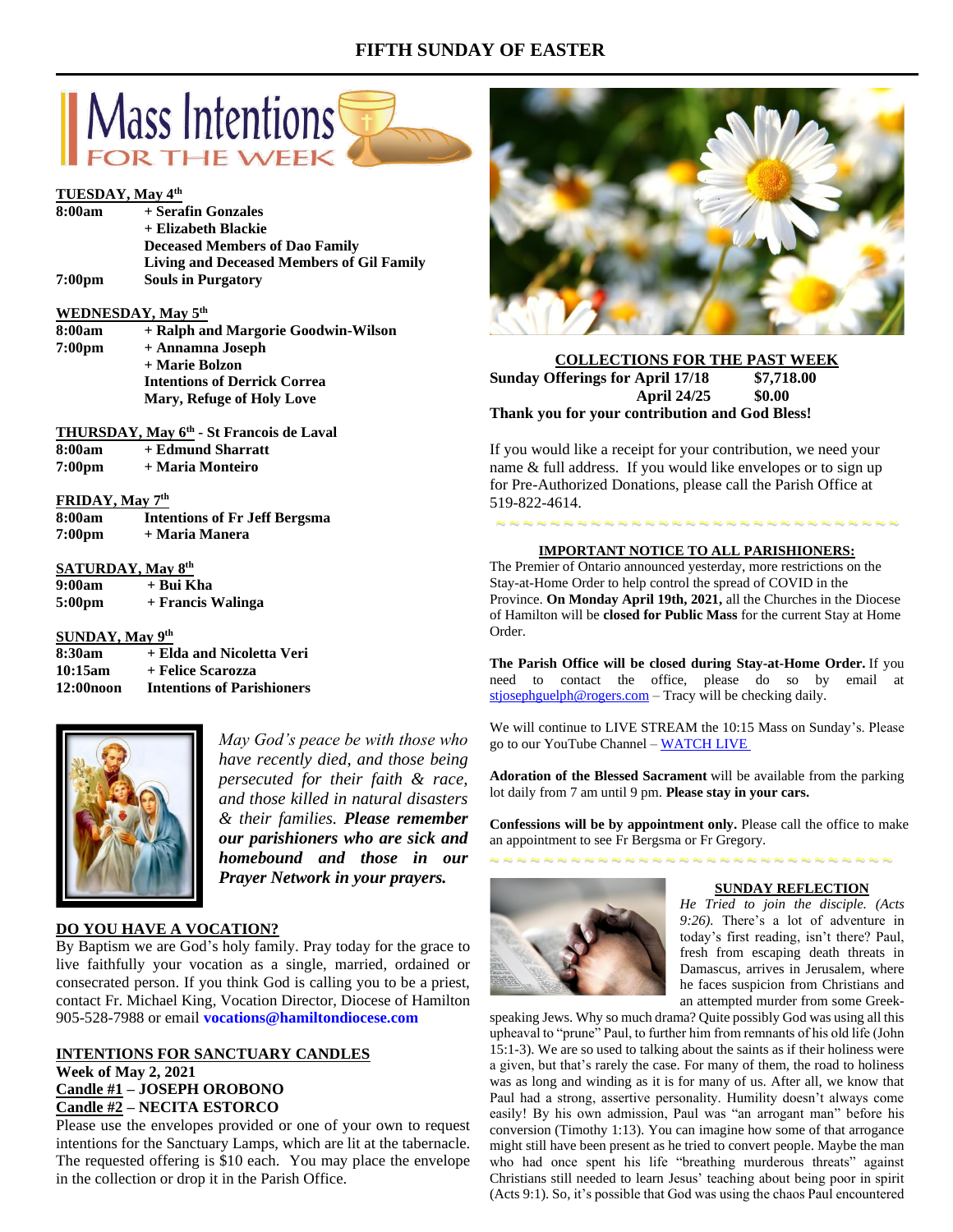# FIFTH SUNDAY OF EASTER

## Mass Intentions FOR THE WEEK

**TUESDAY, May 4th**

| | |
|---|---|
| **8:00am** | **+ Serafin Gonzales** |
| | **+ Elizabeth Blackie** |
| | **Deceased Members of Dao Family** |
| | **Living and Deceased Members of Gil Family** |
| **7:00pm** | **Souls in Purgatory** |

**WEDNESDAY, May 5th**

| | |
|---|---|
| **8:00am** | **+ Ralph and Margorie Goodwin-Wilson** |
| **7:00pm** | **+ Annamna Joseph** |
| | **+ Marie Bolzon** |
| | **Intentions of Derrick Correa** |
| | **Mary, Refuge of Holy Love** |

**THURSDAY, May 6th - St Francois de Laval**

| | |
|---|---|
| **8:00am** | **+ Edmund Sharratt** |
| **7:00pm** | **+ Maria Monteiro** |

**FRIDAY, May 7th**

| | |
|---|---|
| **8:00am** | **Intentions of Fr Jeff Bergsma** |
| **7:00pm** | **+ Maria Manera** |

**SATURDAY, May 8th**

| | |
|---|---|
| **9:00am** | **+ Bui Kha** |
| **5:00pm** | **+ Francis Walinga** |

**SUNDAY, May 9th**

| | |
|---|---|
| **8:30am** | **+ Elda and Nicoletta Veri** |
| **10:15am** | **+ Felice Scarozza** |
| **12:00noon** | **Intentions of Parishioners** |

*May God's peace be with those who have recently died, and those being persecuted for their faith & race, and those killed in natural disasters & their families.* ***Please remember our parishioners who are sick and homebound and those in our Prayer Network in your prayers.***

**DO YOU HAVE A VOCATION?**

By Baptism we are God's holy family. Pray today for the grace to live faithfully your vocation as a single, married, ordained or consecrated person. If you think God is calling you to be a priest, contact Fr. Michael King, Vocation Director, Diocese of Hamilton 905-528-7988 or email **vocations@hamiltondiocese.com**

**INTENTIONS FOR SANCTUARY CANDLES**

**Week of May 2, 2021**

**Candle #1 – JOSEPH OROBONO**

**Candle #2 – NECITA ESTORCO**

Please use the envelopes provided or one of your own to request intentions for the Sanctuary Lamps, which are lit at the tabernacle. The requested offering is $10 each. You may place the envelope in the collection or drop it in the Parish Office.

**COLLECTIONS FOR THE PAST WEEK**

| | |
|---|---|
| **Sunday Offerings for April 17/18** | **$7,718.00** |
| **April 24/25** | **$0.00** |

**Thank you for your contribution and God Bless!**

If you would like a receipt for your contribution, we need your name & full address. If you would like envelopes or to sign up for Pre-Authorized Donations, please call the Parish Office at 519-822-4614.

**IMPORTANT NOTICE TO ALL PARISHIONERS:**

The Premier of Ontario announced yesterday, more restrictions on the Stay-at-Home Order to help control the spread of COVID in the Province. **On Monday April 19th, 2021,** all the Churches in the Diocese of Hamilton will be **closed for Public Mass** for the current Stay at Home Order.

**The Parish Office will be closed during Stay-at-Home Order.** If you need to contact the office, please do so by email at stjosephguelph@rogers.com – Tracy will be checking daily.

We will continue to LIVE STREAM the 10:15 Mass on Sunday's. Please go to our YouTube Channel – WATCH LIVE

**Adoration of the Blessed Sacrament** will be available from the parking lot daily from 7 am until 9 pm. **Please stay in your cars.**

**Confessions will be by appointment only.** Please call the office to make an appointment to see Fr Bergsma or Fr Gregory.

**SUNDAY REFLECTION**

*He Tried to join the disciple. (Acts 9:26).* There's a lot of adventure in today's first reading, isn't there? Paul, fresh from escaping death threats in Damascus, arrives in Jerusalem, where he faces suspicion from Christians and an attempted murder from some Greek-speaking Jews. Why so much drama? Quite possibly God was using all this upheaval to "prune" Paul, to further him from remnants of his old life (John 15:1-3). We are so used to talking about the saints as if their holiness were a given, but that's rarely the case. For many of them, the road to holiness was as long and winding as it is for many of us. After all, we know that Paul had a strong, assertive personality. Humility doesn't always come easily! By his own admission, Paul was "an arrogant man" before his conversion (Timothy 1:13). You can imagine how some of that arrogance might still have been present as he tried to convert people. Maybe the man who had once spent his life "breathing murderous threats" against Christians still needed to learn Jesus' teaching about being poor in spirit (Acts 9:1). So, it's possible that God was using the chaos Paul encountered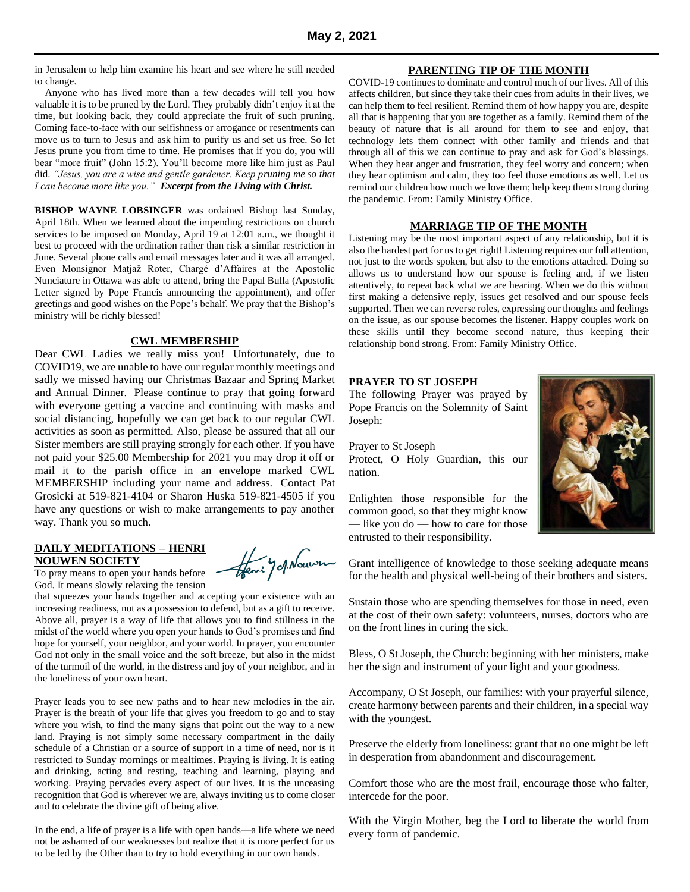in Jerusalem to help him examine his heart and see where he still needed to change.

Anyone who has lived more than a few decades will tell you how valuable it is to be pruned by the Lord. They probably didn't enjoy it at the time, but looking back, they could appreciate the fruit of such pruning. Coming face-to-face with our selfishness or arrogance or resentments can move us to turn to Jesus and ask him to purify us and set us free. So let Jesus prune you from time to time. He promises that if you do, you will bear "more fruit" (John 15:2). You'll become more like him just as Paul did. *"Jesus, you are a wise and gentle gardener. Keep pruning me so that I can become more like you."* ***Excerpt from the Living with Christ.***

**BISHOP WAYNE LOBSINGER** was ordained Bishop last Sunday, April 18th. When we learned about the impending restrictions on church services to be imposed on Monday, April 19 at 12:01 a.m., we thought it best to proceed with the ordination rather than risk a similar restriction in June. Several phone calls and email messages later and it was all arranged. Even Monsignor Matjaž Roter, Chargé d'Affaires at the Apostolic Nunciature in Ottawa was able to attend, bring the Papal Bulla (Apostolic Letter signed by Pope Francis announcing the appointment), and offer greetings and good wishes on the Pope's behalf. We pray that the Bishop's ministry will be richly blessed!

## CWL MEMBERSHIP

Dear CWL Ladies we really miss you! Unfortunately, due to COVID19, we are unable to have our regular monthly meetings and sadly we missed having our Christmas Bazaar and Spring Market and Annual Dinner. Please continue to pray that going forward with everyone getting a vaccine and continuing with masks and social distancing, hopefully we can get back to our regular CWL activities as soon as permitted. Also, please be assured that all our Sister members are still praying strongly for each other. If you have not paid your $25.00 Membership for 2021 you may drop it off or mail it to the parish office in an envelope marked CWL MEMBERSHIP including your name and address. Contact Pat Grosicki at 519-821-4104 or Sharon Huska 519-821-4505 if you have any questions or wish to make arrangements to pay another way. Thank you so much.

## DAILY MEDITATIONS – HENRI NOUWEN SOCIETY

To pray means to open your hands before God. It means slowly relaxing the tension that squeezes your hands together and accepting your existence with an increasing readiness, not as a possession to defend, but as a gift to receive. Above all, prayer is a way of life that allows you to find stillness in the midst of the world where you open your hands to God's promises and find hope for yourself, your neighbor, and your world. In prayer, you encounter God not only in the small voice and the soft breeze, but also in the midst of the turmoil of the world, in the distress and joy of your neighbor, and in the loneliness of your own heart.

Prayer leads you to see new paths and to hear new melodies in the air. Prayer is the breath of your life that gives you freedom to go and to stay where you wish, to find the many signs that point out the way to a new land. Praying is not simply some necessary compartment in the daily schedule of a Christian or a source of support in a time of need, nor is it restricted to Sunday mornings or mealtimes. Praying is living. It is eating and drinking, acting and resting, teaching and learning, playing and working. Praying pervades every aspect of our lives. It is the unceasing recognition that God is wherever we are, always inviting us to come closer and to celebrate the divine gift of being alive.

In the end, a life of prayer is a life with open hands—a life where we need not be ashamed of our weaknesses but realize that it is more perfect for us to be led by the Other than to try to hold everything in our own hands.

## PARENTING TIP OF THE MONTH

COVID-19 continues to dominate and control much of our lives. All of this affects children, but since they take their cues from adults in their lives, we can help them to feel resilient. Remind them of how happy you are, despite all that is happening that you are together as a family. Remind them of the beauty of nature that is all around for them to see and enjoy, that technology lets them connect with other family and friends and that through all of this we can continue to pray and ask for God's blessings. When they hear anger and frustration, they feel worry and concern; when they hear optimism and calm, they too feel those emotions as well. Let us remind our children how much we love them; help keep them strong during the pandemic. From: Family Ministry Office.

## MARRIAGE TIP OF THE MONTH

Listening may be the most important aspect of any relationship, but it is also the hardest part for us to get right! Listening requires our full attention, not just to the words spoken, but also to the emotions attached. Doing so allows us to understand how our spouse is feeling and, if we listen attentively, to repeat back what we are hearing. When we do this without first making a defensive reply, issues get resolved and our spouse feels supported. Then we can reverse roles, expressing our thoughts and feelings on the issue, as our spouse becomes the listener. Happy couples work on these skills until they become second nature, thus keeping their relationship bond strong. From: Family Ministry Office.

## PRAYER TO ST JOSEPH

The following Prayer was prayed by Pope Francis on the Solemnity of Saint Joseph:

Prayer to St Joseph
Protect, O Holy Guardian, this our nation.

Enlighten those responsible for the common good, so that they might know — like you do — how to care for those entrusted to their responsibility.

Grant intelligence of knowledge to those seeking adequate means for the health and physical well-being of their brothers and sisters.

Sustain those who are spending themselves for those in need, even at the cost of their own safety: volunteers, nurses, doctors who are on the front lines in curing the sick.

Bless, O St Joseph, the Church: beginning with her ministers, make her the sign and instrument of your light and your goodness.

Accompany, O St Joseph, our families: with your prayerful silence, create harmony between parents and their children, in a special way with the youngest.

Preserve the elderly from loneliness: grant that no one might be left in desperation from abandonment and discouragement.

Comfort those who are the most frail, encourage those who falter, intercede for the poor.

With the Virgin Mother, beg the Lord to liberate the world from every form of pandemic.